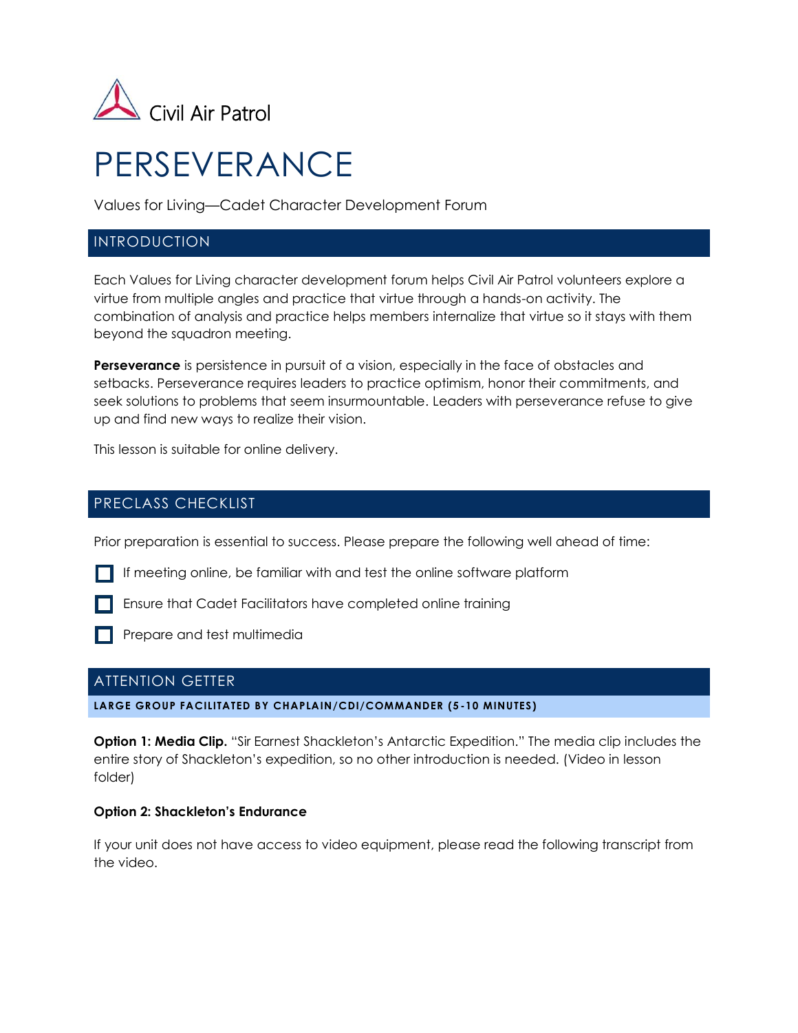Civil Air Patrol

# PERSEVERANCE

Values for Living—Cadet Character Development Forum

## INTRODUCTION

Each Values for Living character development forum helps Civil Air Patrol volunteers explore a virtue from multiple angles and practice that virtue through a hands-on activity. The combination of analysis and practice helps members internalize that virtue so it stays with them beyond the squadron meeting.

**Perseverance** is persistence in pursuit of a vision, especially in the face of obstacles and setbacks. Perseverance requires leaders to practice optimism, honor their commitments, and seek solutions to problems that seem insurmountable. Leaders with perseverance refuse to give up and find new ways to realize their vision.

This lesson is suitable for online delivery.

## PRECLASS CHECKLIST

Prior preparation is essential to success. Please prepare the following well ahead of time:

- [ ] If meeting online, be familiar with and test the online software platform
- [ ] Ensure that Cadet Facilitators have completed online training
- [ ] Prepare and test multimedia

## ATTENTION GETTER

**LARGE GROUP FACILITATED BY CHAPLAIN/CDI/COMMANDER (5-10 MINUTES)**

**Option 1: Media Clip.** "Sir Earnest Shackleton's Antarctic Expedition." The media clip includes the entire story of Shackleton's expedition, so no other introduction is needed. (Video in lesson folder)

**Option 2: Shackleton's Endurance**

If your unit does not have access to video equipment, please read the following transcript from the video.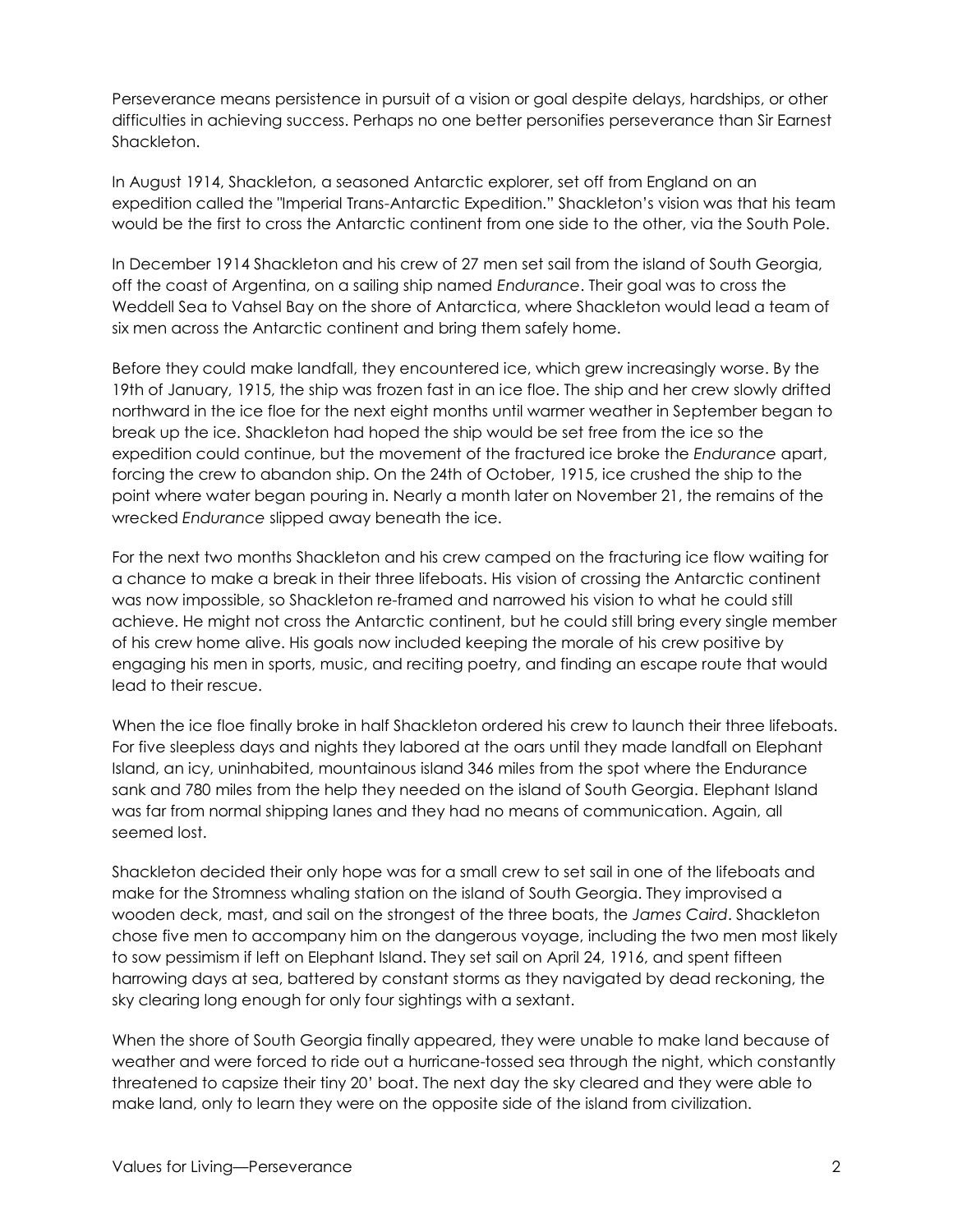Perseverance means persistence in pursuit of a vision or goal despite delays, hardships, or other difficulties in achieving success. Perhaps no one better personifies perseverance than Sir Earnest Shackleton.

In August 1914, Shackleton, a seasoned Antarctic explorer, set off from England on an expedition called the "Imperial Trans-Antarctic Expedition." Shackleton's vision was that his team would be the first to cross the Antarctic continent from one side to the other, via the South Pole.

In December 1914 Shackleton and his crew of 27 men set sail from the island of South Georgia, off the coast of Argentina, on a sailing ship named *Endurance*. Their goal was to cross the Weddell Sea to Vahsel Bay on the shore of Antarctica, where Shackleton would lead a team of six men across the Antarctic continent and bring them safely home.

Before they could make landfall, they encountered ice, which grew increasingly worse. By the 19th of January, 1915, the ship was frozen fast in an ice floe. The ship and her crew slowly drifted northward in the ice floe for the next eight months until warmer weather in September began to break up the ice. Shackleton had hoped the ship would be set free from the ice so the expedition could continue, but the movement of the fractured ice broke the *Endurance* apart, forcing the crew to abandon ship. On the 24th of October, 1915, ice crushed the ship to the point where water began pouring in. Nearly a month later on November 21, the remains of the wrecked *Endurance* slipped away beneath the ice.

For the next two months Shackleton and his crew camped on the fracturing ice flow waiting for a chance to make a break in their three lifeboats. His vision of crossing the Antarctic continent was now impossible, so Shackleton re-framed and narrowed his vision to what he could still achieve. He might not cross the Antarctic continent, but he could still bring every single member of his crew home alive. His goals now included keeping the morale of his crew positive by engaging his men in sports, music, and reciting poetry, and finding an escape route that would lead to their rescue.

When the ice floe finally broke in half Shackleton ordered his crew to launch their three lifeboats. For five sleepless days and nights they labored at the oars until they made landfall on Elephant Island, an icy, uninhabited, mountainous island 346 miles from the spot where the Endurance sank and 780 miles from the help they needed on the island of South Georgia. Elephant Island was far from normal shipping lanes and they had no means of communication. Again, all seemed lost.

Shackleton decided their only hope was for a small crew to set sail in one of the lifeboats and make for the Stromness whaling station on the island of South Georgia. They improvised a wooden deck, mast, and sail on the strongest of the three boats, the *James Caird*. Shackleton chose five men to accompany him on the dangerous voyage, including the two men most likely to sow pessimism if left on Elephant Island. They set sail on April 24, 1916, and spent fifteen harrowing days at sea, battered by constant storms as they navigated by dead reckoning, the sky clearing long enough for only four sightings with a sextant.

When the shore of South Georgia finally appeared, they were unable to make land because of weather and were forced to ride out a hurricane-tossed sea through the night, which constantly threatened to capsize their tiny 20' boat. The next day the sky cleared and they were able to make land, only to learn they were on the opposite side of the island from civilization.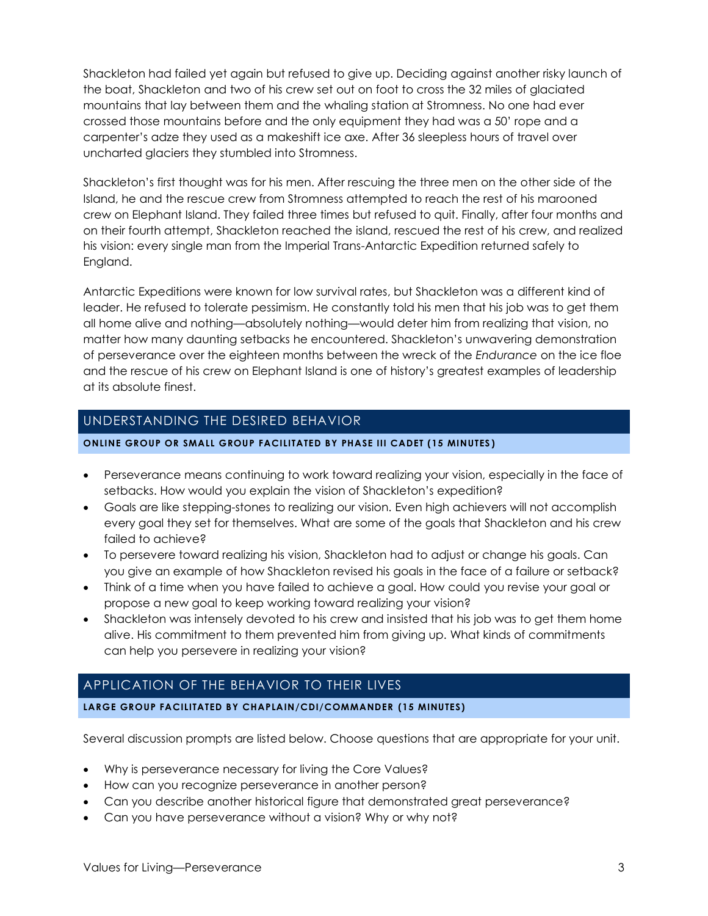Shackleton had failed yet again but refused to give up. Deciding against another risky launch of the boat, Shackleton and two of his crew set out on foot to cross the 32 miles of glaciated mountains that lay between them and the whaling station at Stromness. No one had ever crossed those mountains before and the only equipment they had was a 50' rope and a carpenter's adze they used as a makeshift ice axe. After 36 sleepless hours of travel over uncharted glaciers they stumbled into Stromness.

Shackleton's first thought was for his men. After rescuing the three men on the other side of the Island, he and the rescue crew from Stromness attempted to reach the rest of his marooned crew on Elephant Island. They failed three times but refused to quit. Finally, after four months and on their fourth attempt, Shackleton reached the island, rescued the rest of his crew, and realized his vision: every single man from the Imperial Trans-Antarctic Expedition returned safely to England.

Antarctic Expeditions were known for low survival rates, but Shackleton was a different kind of leader. He refused to tolerate pessimism. He constantly told his men that his job was to get them all home alive and nothing—absolutely nothing—would deter him from realizing that vision, no matter how many daunting setbacks he encountered. Shackleton's unwavering demonstration of perseverance over the eighteen months between the wreck of the *Endurance* on the ice floe and the rescue of his crew on Elephant Island is one of history's greatest examples of leadership at its absolute finest.

## UNDERSTANDING THE DESIRED BEHAVIOR

**ONLINE GROUP OR SMALL GROUP FACILITATED BY PHASE III CADET (15 MINUTES)**

- Perseverance means continuing to work toward realizing your vision, especially in the face of setbacks. How would you explain the vision of Shackleton's expedition?
- Goals are like stepping-stones to realizing our vision. Even high achievers will not accomplish every goal they set for themselves. What are some of the goals that Shackleton and his crew failed to achieve?
- To persevere toward realizing his vision, Shackleton had to adjust or change his goals. Can you give an example of how Shackleton revised his goals in the face of a failure or setback?
- Think of a time when you have failed to achieve a goal. How could you revise your goal or propose a new goal to keep working toward realizing your vision?
- Shackleton was intensely devoted to his crew and insisted that his job was to get them home alive. His commitment to them prevented him from giving up. What kinds of commitments can help you persevere in realizing your vision?

## APPLICATION OF THE BEHAVIOR TO THEIR LIVES

**LARGE GROUP FACILITATED BY CHAPLAIN/CDI/COMMANDER (15 MINUTES)**

Several discussion prompts are listed below. Choose questions that are appropriate for your unit.

- Why is perseverance necessary for living the Core Values?
- How can you recognize perseverance in another person?
- Can you describe another historical figure that demonstrated great perseverance?
- Can you have perseverance without a vision? Why or why not?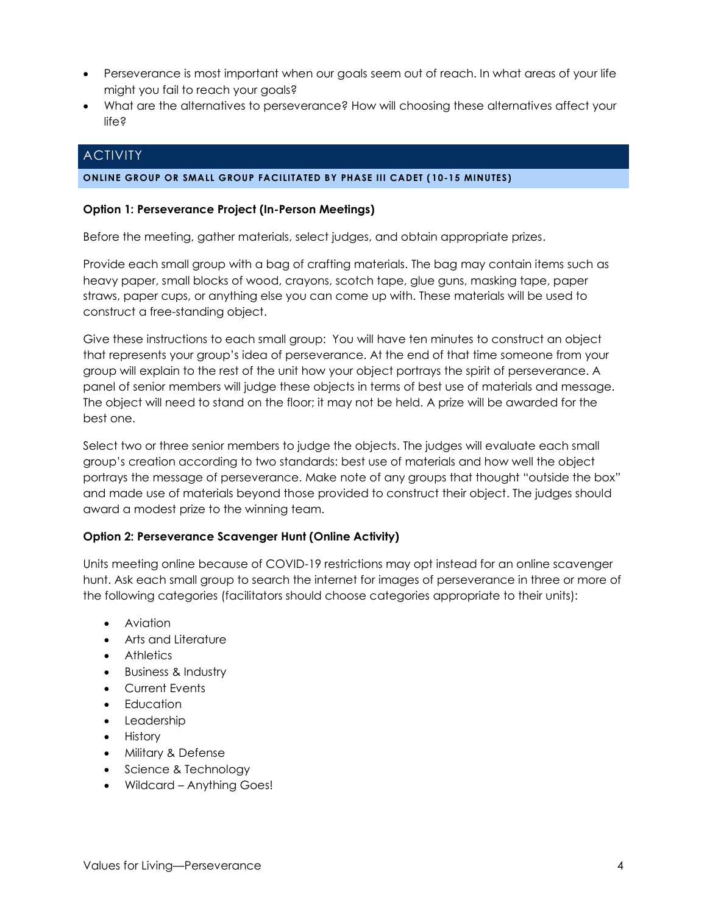- Perseverance is most important when our goals seem out of reach. In what areas of your life might you fail to reach your goals?
- What are the alternatives to perseverance? How will choosing these alternatives affect your life?

## ACTIVITY

**ONLINE GROUP OR SMALL GROUP FACILITATED BY PHASE III CADET (10-15 MINUTES)**

**Option 1: Perseverance Project (In-Person Meetings)**

Before the meeting, gather materials, select judges, and obtain appropriate prizes.

Provide each small group with a bag of crafting materials. The bag may contain items such as heavy paper, small blocks of wood, crayons, scotch tape, glue guns, masking tape, paper straws, paper cups, or anything else you can come up with. These materials will be used to construct a free-standing object.

Give these instructions to each small group: You will have ten minutes to construct an object that represents your group's idea of perseverance. At the end of that time someone from your group will explain to the rest of the unit how your object portrays the spirit of perseverance. A panel of senior members will judge these objects in terms of best use of materials and message. The object will need to stand on the floor; it may not be held. A prize will be awarded for the best one.

Select two or three senior members to judge the objects. The judges will evaluate each small group's creation according to two standards: best use of materials and how well the object portrays the message of perseverance. Make note of any groups that thought "outside the box" and made use of materials beyond those provided to construct their object. The judges should award a modest prize to the winning team.

**Option 2: Perseverance Scavenger Hunt (Online Activity)**

Units meeting online because of COVID-19 restrictions may opt instead for an online scavenger hunt. Ask each small group to search the internet for images of perseverance in three or more of the following categories (facilitators should choose categories appropriate to their units):

- Aviation
- Arts and Literature
- Athletics
- Business & Industry
- Current Events
- Education
- Leadership
- History
- Military & Defense
- Science & Technology
- Wildcard – Anything Goes!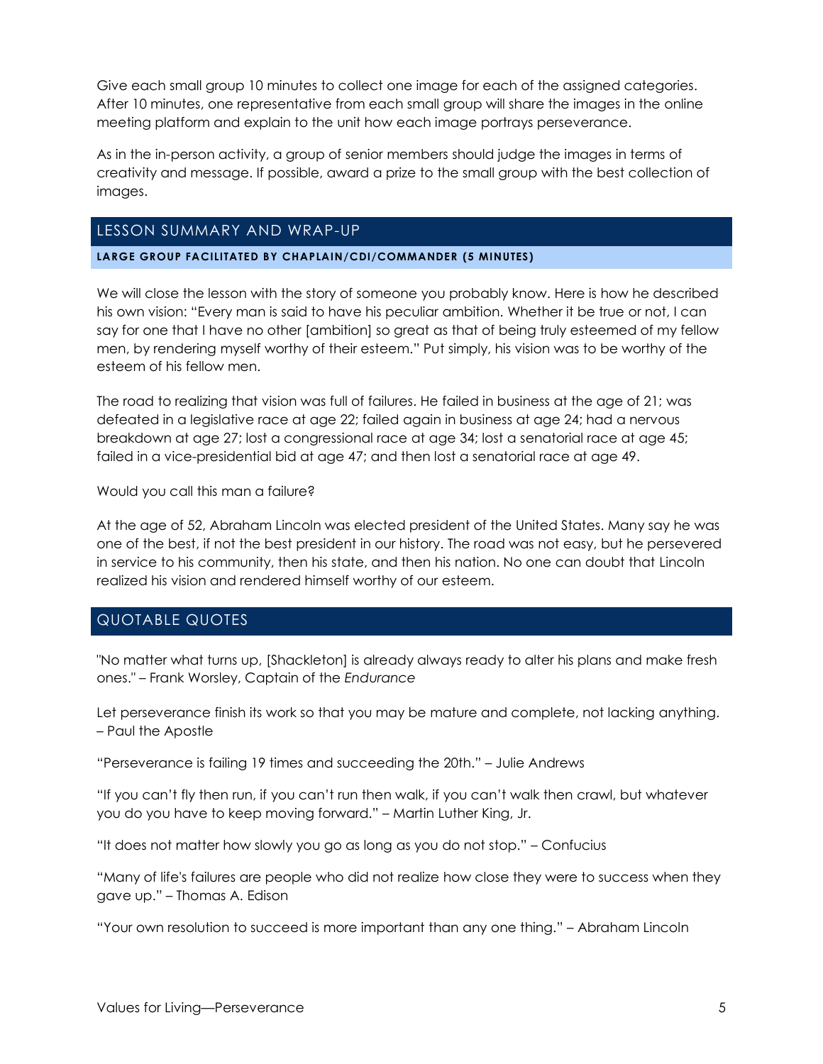Give each small group 10 minutes to collect one image for each of the assigned categories. After 10 minutes, one representative from each small group will share the images in the online meeting platform and explain to the unit how each image portrays perseverance.

As in the in-person activity, a group of senior members should judge the images in terms of creativity and message. If possible, award a prize to the small group with the best collection of images.

## LESSON SUMMARY AND WRAP-UP

**LARGE GROUP FACILITATED BY CHAPLAIN/CDI/COMMANDER (5 MINUTES)**

We will close the lesson with the story of someone you probably know. Here is how he described his own vision: "Every man is said to have his peculiar ambition. Whether it be true or not, I can say for one that I have no other [ambition] so great as that of being truly esteemed of my fellow men, by rendering myself worthy of their esteem." Put simply, his vision was to be worthy of the esteem of his fellow men.

The road to realizing that vision was full of failures. He failed in business at the age of 21; was defeated in a legislative race at age 22; failed again in business at age 24; had a nervous breakdown at age 27; lost a congressional race at age 34; lost a senatorial race at age 45; failed in a vice-presidential bid at age 47; and then lost a senatorial race at age 49.

Would you call this man a failure?

At the age of 52, Abraham Lincoln was elected president of the United States. Many say he was one of the best, if not the best president in our history. The road was not easy, but he persevered in service to his community, then his state, and then his nation. No one can doubt that Lincoln realized his vision and rendered himself worthy of our esteem.

## QUOTABLE QUOTES

"No matter what turns up, [Shackleton] is already always ready to alter his plans and make fresh ones." – Frank Worsley, Captain of the *Endurance*

Let perseverance finish its work so that you may be mature and complete, not lacking anything. – Paul the Apostle

"Perseverance is failing 19 times and succeeding the 20th." – Julie Andrews

"If you can't fly then run, if you can't run then walk, if you can't walk then crawl, but whatever you do you have to keep moving forward." – Martin Luther King, Jr.

"It does not matter how slowly you go as long as you do not stop." – Confucius

"Many of life's failures are people who did not realize how close they were to success when they gave up." – Thomas A. Edison

"Your own resolution to succeed is more important than any one thing." – Abraham Lincoln